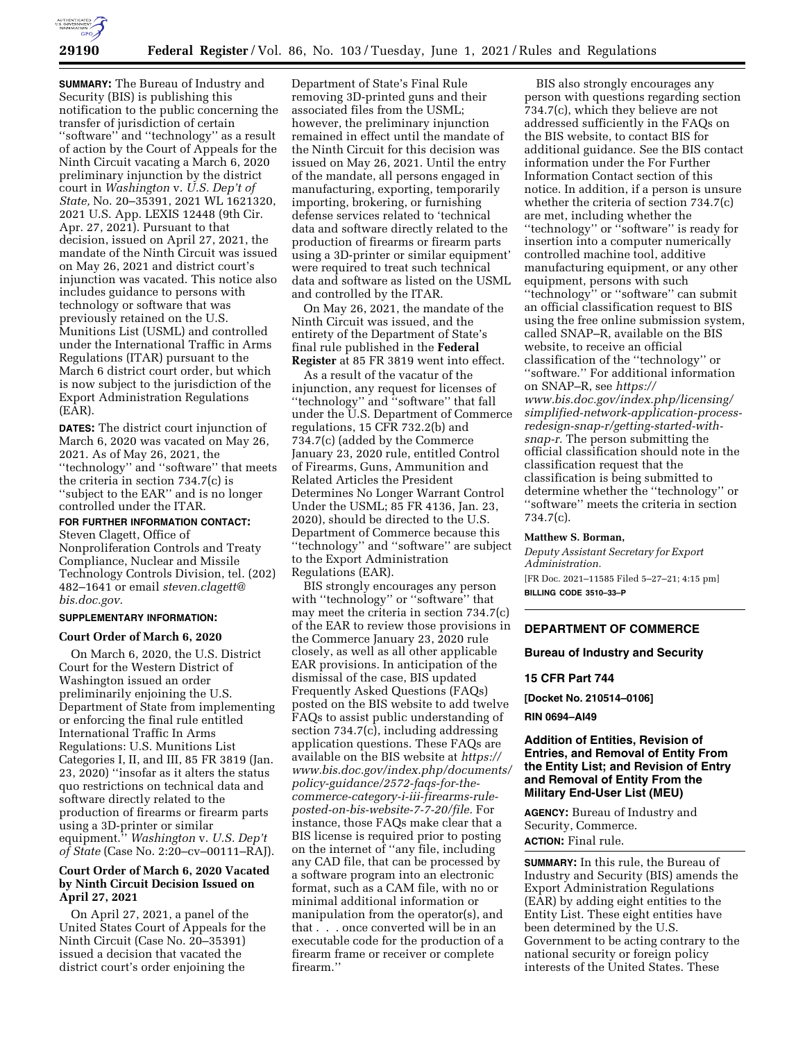**SUMMARY:** The Bureau of Industry and Security (BIS) is publishing this notification to the public concerning the transfer of jurisdiction of certain ''software'' and ''technology'' as a result of action by the Court of Appeals for the Ninth Circuit vacating a March 6, 2020 preliminary injunction by the district court in *Washington* v. *U.S. Dep't of State,* No. 20–35391, 2021 WL 1621320, 2021 U.S. App. LEXIS 12448 (9th Cir. Apr. 27, 2021). Pursuant to that decision, issued on April 27, 2021, the mandate of the Ninth Circuit was issued on May 26, 2021 and district court's injunction was vacated. This notice also includes guidance to persons with technology or software that was previously retained on the U.S. Munitions List (USML) and controlled under the International Traffic in Arms Regulations (ITAR) pursuant to the March 6 district court order, but which is now subject to the jurisdiction of the Export Administration Regulations (EAR).

**DATES:** The district court injunction of March 6, 2020 was vacated on May 26, 2021. As of May 26, 2021, the ''technology'' and ''software'' that meets the criteria in section 734.7(c) is ''subject to the EAR'' and is no longer controlled under the ITAR.

**FOR FURTHER INFORMATION CONTACT:** Steven Clagett, Office of Nonproliferation Controls and Treaty Compliance, Nuclear and Missile Technology Controls Division, tel. (202) 482–1641 or email *steven.clagett@bis.doc.gov.*

**SUPPLEMENTARY INFORMATION:**

## Court Order of March 6, 2020

On March 6, 2020, the U.S. District Court for the Western District of Washington issued an order preliminarily enjoining the U.S. Department of State from implementing or enforcing the final rule entitled International Traffic In Arms Regulations: U.S. Munitions List Categories I, II, and III, 85 FR 3819 (Jan. 23, 2020) ''insofar as it alters the status quo restrictions on technical data and software directly related to the production of firearms or firearm parts using a 3D-printer or similar equipment.'' *Washington* v. *U.S. Dep't of State* (Case No. 2:20–cv–00111–RAJ).

## Court Order of March 6, 2020 Vacated by Ninth Circuit Decision Issued on April 27, 2021

On April 27, 2021, a panel of the United States Court of Appeals for the Ninth Circuit (Case No. 20–35391) issued a decision that vacated the district court's order enjoining the Department of State's Final Rule removing 3D-printed guns and their associated files from the USML; however, the preliminary injunction remained in effect until the mandate of the Ninth Circuit for this decision was issued on May 26, 2021. Until the entry of the mandate, all persons engaged in manufacturing, exporting, temporarily importing, brokering, or furnishing defense services related to 'technical data and software directly related to the production of firearms or similar firearm parts using a 3D-printer or similar equipment' were required to treat such technical data and software as listed on the USML and controlled by the ITAR.

On May 26, 2021, the mandate of the Ninth Circuit was issued, and the entirety of the Department of State's final rule published in the **Federal Register** at 85 FR 3819 went into effect.

As a result of the vacatur of the injunction, any request for licenses of ''technology'' and ''software'' that fall under the U.S. Department of Commerce regulations, 15 CFR 732.2(b) and 734.7(c) (added by the Commerce January 23, 2020 rule, entitled Control of Firearms, Guns, Ammunition and Related Articles the President Determines No Longer Warrant Control Under the USML; 85 FR 4136, Jan. 23, 2020), should be directed to the U.S. Department of Commerce because this ''technology'' and ''software'' are subject to the Export Administration Regulations (EAR).

BIS strongly encourages any person with ''technology'' or ''software'' that may meet the criteria in section 734.7(c) of the EAR to review those provisions in the Commerce January 23, 2020 rule closely, as well as all other applicable EAR provisions. In anticipation of the dismissal of the case, BIS updated Frequently Asked Questions (FAQs) posted on the BIS website to add twelve FAQs to assist public understanding of section 734.7(c), including addressing application questions. These FAQs are available on the BIS website at *https://www.bis.doc.gov/index.php/documents/policy-guidance/2572-faqs-for-the-commerce-category-i-iii-firearms-rule-posted-on-bis-website-7-7-20/file.* For instance, those FAQs make clear that a BIS license is required prior to posting on the internet of ''any file, including any CAD file, that can be processed by a software program into an electronic format, such as a CAM file, with no or minimal additional information or manipulation from the operator(s), and that . . . once converted will be in an executable code for the production of a firearm frame or receiver or complete firearm.''

BIS also strongly encourages any person with questions regarding section 734.7(c), which they believe are not addressed sufficiently in the FAQs on the BIS website, to contact BIS for additional guidance. See the BIS contact information under the For Further Information Contact section of this notice. In addition, if a person is unsure whether the criteria of section 734.7(c) are met, including whether the ''technology'' or ''software'' is ready for insertion into a computer numerically controlled machine tool, additive manufacturing equipment, or any other equipment, persons with such ''technology'' or ''software'' can submit an official classification request to BIS using the free online submission system, called SNAP–R, available on the BIS website, to receive an official classification of the ''technology'' or ''software.'' For additional information on SNAP–R, see *https://www.bis.doc.gov/index.php/licensing/simplified-network-application-process-redesign-snap-r/getting-started-with-snap-r.* The person submitting the official classification should note in the classification request that the classification is being submitted to determine whether the ''technology'' or ''software'' meets the criteria in section 734.7(c).

**Matthew S. Borman,**

*Deputy Assistant Secretary for Export Administration.*

[FR Doc. 2021–11585 Filed 5–27–21; 4:15 pm]

**BILLING CODE 3510–33–P**

---

**DEPARTMENT OF COMMERCE**

**Bureau of Industry and Security**

**15 CFR Part 744**

**[Docket No. 210514–0106]**

**RIN 0694–AI49**

## Addition of Entities, Revision of Entries, and Removal of Entity From the Entity List; and Revision of Entry and Removal of Entity From the Military End-User List (MEU)

**AGENCY:** Bureau of Industry and Security, Commerce.

**ACTION:** Final rule.

**SUMMARY:** In this rule, the Bureau of Industry and Security (BIS) amends the Export Administration Regulations (EAR) by adding eight entities to the Entity List. These eight entities have been determined by the U.S. Government to be acting contrary to the national security or foreign policy interests of the United States. These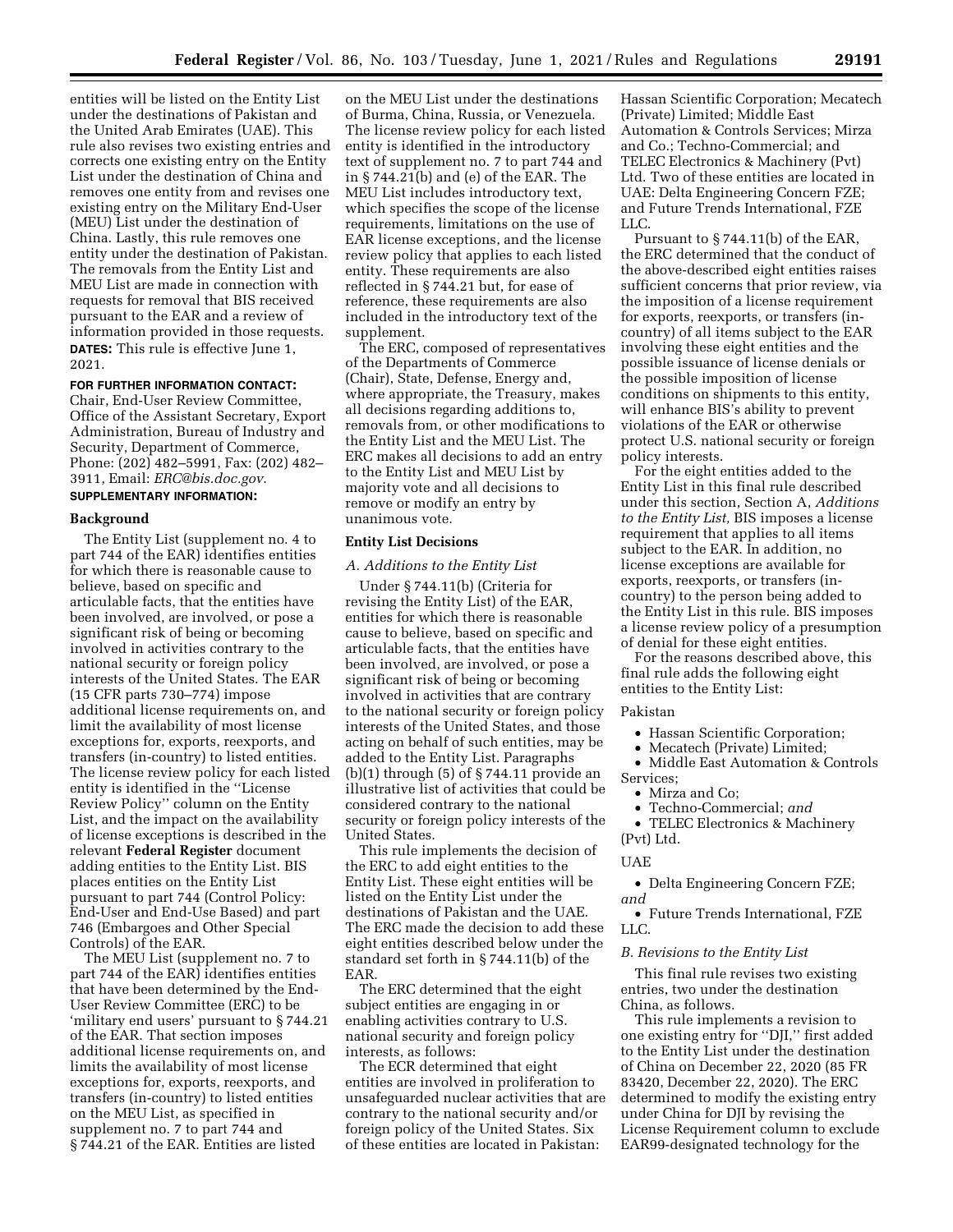entities will be listed on the Entity List under the destinations of Pakistan and the United Arab Emirates (UAE). This rule also revises two existing entries and corrects one existing entry on the Entity List under the destination of China and removes one entity from and revises one existing entry on the Military End-User (MEU) List under the destination of China. Lastly, this rule removes one entity under the destination of Pakistan. The removals from the Entity List and MEU List are made in connection with requests for removal that BIS received pursuant to the EAR and a review of information provided in those requests.

**DATES:** This rule is effective June 1, 2021.

**FOR FURTHER INFORMATION CONTACT:** Chair, End-User Review Committee, Office of the Assistant Secretary, Export Administration, Bureau of Industry and Security, Department of Commerce, Phone: (202) 482–5991, Fax: (202) 482–3911, Email: *ERC@bis.doc.gov*.

**SUPPLEMENTARY INFORMATION:**

## Background

The Entity List (supplement no. 4 to part 744 of the EAR) identifies entities for which there is reasonable cause to believe, based on specific and articulable facts, that the entities have been involved, are involved, or pose a significant risk of being or becoming involved in activities contrary to the national security or foreign policy interests of the United States. The EAR (15 CFR parts 730–774) impose additional license requirements on, and limit the availability of most license exceptions for, exports, reexports, and transfers (in-country) to listed entities. The license review policy for each listed entity is identified in the ''License Review Policy'' column on the Entity List, and the impact on the availability of license exceptions is described in the relevant **Federal Register** document adding entities to the Entity List. BIS places entities on the Entity List pursuant to part 744 (Control Policy: End-User and End-Use Based) and part 746 (Embargoes and Other Special Controls) of the EAR.

The MEU List (supplement no. 7 to part 744 of the EAR) identifies entities that have been determined by the End-User Review Committee (ERC) to be 'military end users' pursuant to § 744.21 of the EAR. That section imposes additional license requirements on, and limits the availability of most license exceptions for, exports, reexports, and transfers (in-country) to listed entities on the MEU List, as specified in supplement no. 7 to part 744 and § 744.21 of the EAR. Entities are listed on the MEU List under the destinations of Burma, China, Russia, or Venezuela. The license review policy for each listed entity is identified in the introductory text of supplement no. 7 to part 744 and in § 744.21(b) and (e) of the EAR. The MEU List includes introductory text, which specifies the scope of the license requirements, limitations on the use of EAR license exceptions, and the license review policy that applies to each listed entity. These requirements are also reflected in § 744.21 but, for ease of reference, these requirements are also included in the introductory text of the supplement.

The ERC, composed of representatives of the Departments of Commerce (Chair), State, Defense, Energy and, where appropriate, the Treasury, makes all decisions regarding additions to, removals from, or other modifications to the Entity List and the MEU List. The ERC makes all decisions to add an entry to the Entity List and MEU List by majority vote and all decisions to remove or modify an entry by unanimous vote.

## Entity List Decisions

### *A. Additions to the Entity List*

Under § 744.11(b) (Criteria for revising the Entity List) of the EAR, entities for which there is reasonable cause to believe, based on specific and articulable facts, that the entities have been involved, are involved, or pose a significant risk of being or becoming involved in activities that are contrary to the national security or foreign policy interests of the United States, and those acting on behalf of such entities, may be added to the Entity List. Paragraphs (b)(1) through (5) of § 744.11 provide an illustrative list of activities that could be considered contrary to the national security or foreign policy interests of the United States.

This rule implements the decision of the ERC to add eight entities to the Entity List. These eight entities will be listed on the Entity List under the destinations of Pakistan and the UAE. The ERC made the decision to add these eight entities described below under the standard set forth in § 744.11(b) of the EAR.

The ERC determined that the eight subject entities are engaging in or enabling activities contrary to U.S. national security and foreign policy interests, as follows:

The ECR determined that eight entities are involved in proliferation to unsafeguarded nuclear activities that are contrary to the national security and/or foreign policy of the United States. Six of these entities are located in Pakistan: Hassan Scientific Corporation; Mecatech (Private) Limited; Middle East Automation & Controls Services; Mirza and Co.; Techno-Commercial; and TELEC Electronics & Machinery (Pvt) Ltd. Two of these entities are located in UAE: Delta Engineering Concern FZE; and Future Trends International, FZE LLC.

Pursuant to § 744.11(b) of the EAR, the ERC determined that the conduct of the above-described eight entities raises sufficient concerns that prior review, via the imposition of a license requirement for exports, reexports, or transfers (in-country) of all items subject to the EAR involving these eight entities and the possible issuance of license denials or the possible imposition of license conditions on shipments to this entity, will enhance BIS's ability to prevent violations of the EAR or otherwise protect U.S. national security or foreign policy interests.

For the eight entities added to the Entity List in this final rule described under this section, Section A, *Additions to the Entity List,* BIS imposes a license requirement that applies to all items subject to the EAR. In addition, no license exceptions are available for exports, reexports, or transfers (in-country) to the person being added to the Entity List in this rule. BIS imposes a license review policy of a presumption of denial for these eight entities.

For the reasons described above, this final rule adds the following eight entities to the Entity List:

Pakistan

- Hassan Scientific Corporation;
- Mecatech (Private) Limited;
- Middle East Automation & Controls Services;
- Mirza and Co;
- Techno-Commercial; *and*
- TELEC Electronics & Machinery (Pvt) Ltd.

UAE

- Delta Engineering Concern FZE; *and*
- Future Trends International, FZE LLC.

### *B. Revisions to the Entity List*

This final rule revises two existing entries, two under the destination China, as follows.

This rule implements a revision to one existing entry for ''DJI,'' first added to the Entity List under the destination of China on December 22, 2020 (85 FR 83420, December 22, 2020). The ERC determined to modify the existing entry under China for DJI by revising the License Requirement column to exclude EAR99-designated technology for the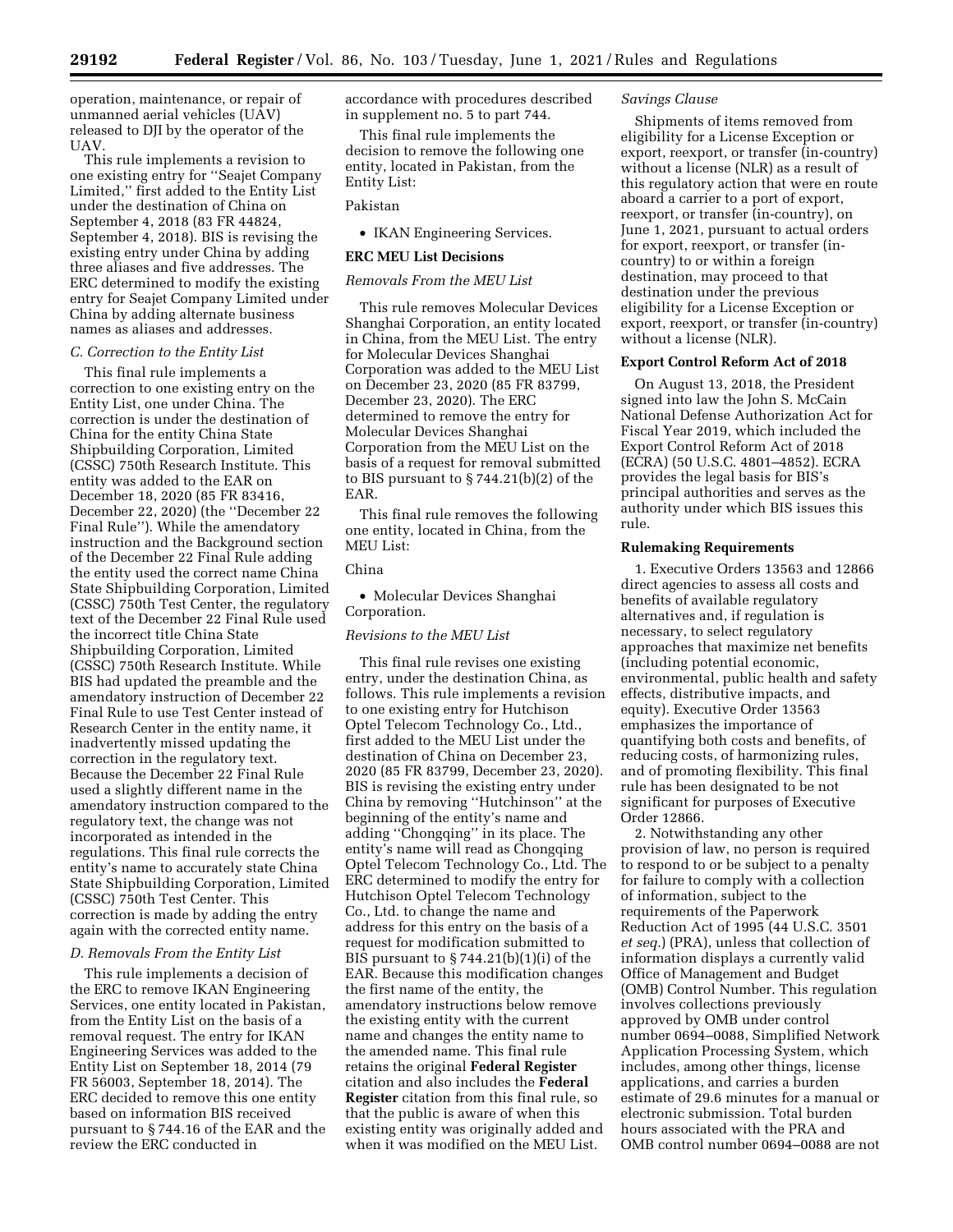operation, maintenance, or repair of unmanned aerial vehicles (UAV) released to DJI by the operator of the UAV.

This rule implements a revision to one existing entry for ''Seajet Company Limited,'' first added to the Entity List under the destination of China on September 4, 2018 (83 FR 44824, September 4, 2018). BIS is revising the existing entry under China by adding three aliases and five addresses. The ERC determined to modify the existing entry for Seajet Company Limited under China by adding alternate business names as aliases and addresses.

*C. Correction to the Entity List*

This final rule implements a correction to one existing entry on the Entity List, one under China. The correction is under the destination of China for the entity China State Shipbuilding Corporation, Limited (CSSC) 750th Research Institute. This entity was added to the EAR on December 18, 2020 (85 FR 83416, December 22, 2020) (the ''December 22 Final Rule''). While the amendatory instruction and the Background section of the December 22 Final Rule adding the entity used the correct name China State Shipbuilding Corporation, Limited (CSSC) 750th Test Center, the regulatory text of the December 22 Final Rule used the incorrect title China State Shipbuilding Corporation, Limited (CSSC) 750th Research Institute. While BIS had updated the preamble and the amendatory instruction of December 22 Final Rule to use Test Center instead of Research Center in the entity name, it inadvertently missed updating the correction in the regulatory text. Because the December 22 Final Rule used a slightly different name in the amendatory instruction compared to the regulatory text, the change was not incorporated as intended in the regulations. This final rule corrects the entity's name to accurately state China State Shipbuilding Corporation, Limited (CSSC) 750th Test Center. This correction is made by adding the entry again with the corrected entity name.

*D. Removals From the Entity List*

This rule implements a decision of the ERC to remove IKAN Engineering Services, one entity located in Pakistan, from the Entity List on the basis of a removal request. The entry for IKAN Engineering Services was added to the Entity List on September 18, 2014 (79 FR 56003, September 18, 2014). The ERC decided to remove this one entity based on information BIS received pursuant to § 744.16 of the EAR and the review the ERC conducted in accordance with procedures described in supplement no. 5 to part 744.

This final rule implements the decision to remove the following one entity, located in Pakistan, from the Entity List:

Pakistan

- IKAN Engineering Services.

**ERC MEU List Decisions**

*Removals From the MEU List*

This rule removes Molecular Devices Shanghai Corporation, an entity located in China, from the MEU List. The entry for Molecular Devices Shanghai Corporation was added to the MEU List on December 23, 2020 (85 FR 83799, December 23, 2020). The ERC determined to remove the entry for Molecular Devices Shanghai Corporation from the MEU List on the basis of a request for removal submitted to BIS pursuant to § 744.21(b)(2) of the EAR.

This final rule removes the following one entity, located in China, from the MEU List:

China

- Molecular Devices Shanghai Corporation.

*Revisions to the MEU List*

This final rule revises one existing entry, under the destination China, as follows. This rule implements a revision to one existing entry for Hutchison Optel Telecom Technology Co., Ltd., first added to the MEU List under the destination of China on December 23, 2020 (85 FR 83799, December 23, 2020). BIS is revising the existing entry under China by removing ''Hutchinson'' at the beginning of the entity's name and adding ''Chongqing'' in its place. The entity's name will read as Chongqing Optel Telecom Technology Co., Ltd. The ERC determined to modify the entry for Hutchison Optel Telecom Technology Co., Ltd. to change the name and address for this entry on the basis of a request for modification submitted to BIS pursuant to § 744.21(b)(1)(i) of the EAR. Because this modification changes the first name of the entity, the amendatory instructions below remove the existing entity with the current name and changes the entity name to the amended name. This final rule retains the original **Federal Register** citation and also includes the **Federal Register** citation from this final rule, so that the public is aware of when this existing entity was originally added and when it was modified on the MEU List.

*Savings Clause*

Shipments of items removed from eligibility for a License Exception or export, reexport, or transfer (in-country) without a license (NLR) as a result of this regulatory action that were en route aboard a carrier to a port of export, reexport, or transfer (in-country), on June 1, 2021, pursuant to actual orders for export, reexport, or transfer (in-country) to or within a foreign destination, may proceed to that destination under the previous eligibility for a License Exception or export, reexport, or transfer (in-country) without a license (NLR).

**Export Control Reform Act of 2018**

On August 13, 2018, the President signed into law the John S. McCain National Defense Authorization Act for Fiscal Year 2019, which included the Export Control Reform Act of 2018 (ECRA) (50 U.S.C. 4801–4852). ECRA provides the legal basis for BIS's principal authorities and serves as the authority under which BIS issues this rule.

**Rulemaking Requirements**

1. Executive Orders 13563 and 12866 direct agencies to assess all costs and benefits of available regulatory alternatives and, if regulation is necessary, to select regulatory approaches that maximize net benefits (including potential economic, environmental, public health and safety effects, distributive impacts, and equity). Executive Order 13563 emphasizes the importance of quantifying both costs and benefits, of reducing costs, of harmonizing rules, and of promoting flexibility. This final rule has been designated to be not significant for purposes of Executive Order 12866.

2. Notwithstanding any other provision of law, no person is required to respond to or be subject to a penalty for failure to comply with a collection of information, subject to the requirements of the Paperwork Reduction Act of 1995 (44 U.S.C. 3501 *et seq.*) (PRA), unless that collection of information displays a currently valid Office of Management and Budget (OMB) Control Number. This regulation involves collections previously approved by OMB under control number 0694–0088, Simplified Network Application Processing System, which includes, among other things, license applications, and carries a burden estimate of 29.6 minutes for a manual or electronic submission. Total burden hours associated with the PRA and OMB control number 0694–0088 are not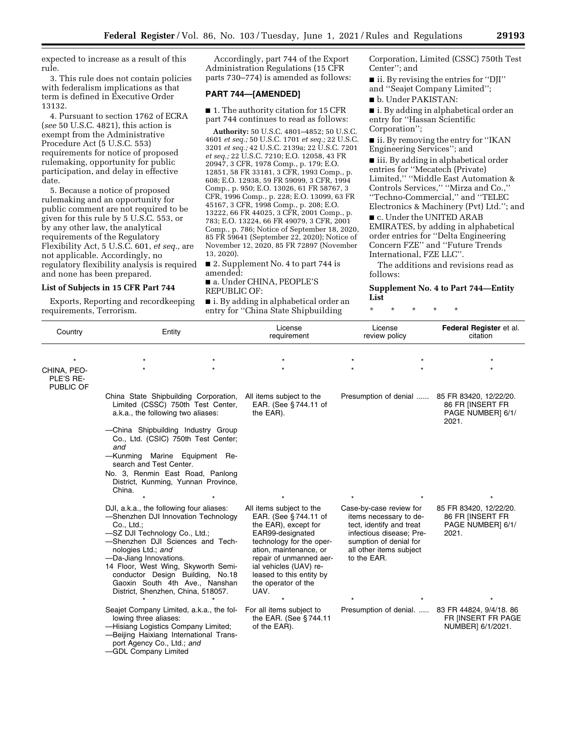expected to increase as a result of this rule.

3. This rule does not contain policies with federalism implications as that term is defined in Executive Order 13132.

4. Pursuant to section 1762 of ECRA (*see* 50 U.S.C. 4821), this action is exempt from the Administrative Procedure Act (5 U.S.C. 553) requirements for notice of proposed rulemaking, opportunity for public participation, and delay in effective date.

5. Because a notice of proposed rulemaking and an opportunity for public comment are not required to be given for this rule by 5 U.S.C. 553, or by any other law, the analytical requirements of the Regulatory Flexibility Act, 5 U.S.C. 601, *et seq.,* are not applicable. Accordingly, no regulatory flexibility analysis is required and none has been prepared.

### List of Subjects in 15 CFR Part 744

Exports, Reporting and recordkeeping requirements, Terrorism.

Accordingly, part 744 of the Export Administration Regulations (15 CFR parts 730–774) is amended as follows:

## PART 744—[AMENDED]

■ 1. The authority citation for 15 CFR part 744 continues to read as follows:

**Authority:** 50 U.S.C. 4801–4852; 50 U.S.C. 4601 *et seq.;* 50 U.S.C. 1701 *et seq.;* 22 U.S.C. 3201 *et seq.;* 42 U.S.C. 2139a; 22 U.S.C. 7201 *et seq.;* 22 U.S.C. 7210; E.O. 12058, 43 FR 20947, 3 CFR, 1978 Comp., p. 179; E.O. 12851, 58 FR 33181, 3 CFR, 1993 Comp., p. 608; E.O. 12938, 59 FR 59099, 3 CFR, 1994 Comp., p. 950; E.O. 13026, 61 FR 58767, 3 CFR, 1996 Comp., p. 228; E.O. 13099, 63 FR 45167, 3 CFR, 1998 Comp., p. 208; E.O. 13222, 66 FR 44025, 3 CFR, 2001 Comp., p. 783; E.O. 13224, 66 FR 49079, 3 CFR, 2001 Comp., p. 786; Notice of September 18, 2020, 85 FR 59641 (September 22, 2020); Notice of November 12, 2020, 85 FR 72897 (November 13, 2020).

■ 2. Supplement No. 4 to part 744 is amended:

■ a. Under CHINA, PEOPLE'S REPUBLIC OF:

■ i. By adding in alphabetical order an entry for ''China State Shipbuilding Corporation, Limited (CSSC) 750th Test Center''; and

■ ii. By revising the entries for ''DJI'' and ''Seajet Company Limited'';

■ b. Under PAKISTAN:

■ i. By adding in alphabetical order an entry for ''Hassan Scientific Corporation'';

■ ii. By removing the entry for ''IKAN Engineering Services''; and

■ iii. By adding in alphabetical order entries for ''Mecatech (Private) Limited,'' ''Middle East Automation & Controls Services,'' ''Mirza and Co.,'' ''Techno-Commercial,'' and ''TELEC Electronics & Machinery (Pvt) Ltd.''; and

■ c. Under the UNITED ARAB EMIRATES, by adding in alphabetical order entries for ''Delta Engineering Concern FZE'' and ''Future Trends International, FZE LLC''.

The additions and revisions read as follows:

### Supplement No. 4 to Part 744—Entity List

\* \* \* \* \*

| Country | Entity | License requirement | License review policy | Federal Register et al. citation |
|---|---|---|---|---|
| * | * * | * | * * | * |
| CHINA, PEOPLE'S REPUBLIC OF | * * | * | * * | * |
| | China State Shipbuilding Corporation, Limited (CSSC) 750th Test Center, a.k.a., the following two aliases:<br>—China Shipbuilding Industry Group Co., Ltd. (CSIC) 750th Test Center; *and*<br>—Kunming Marine Equipment Research and Test Center.<br>No. 3, Renmin East Road, Panlong District, Kunming, Yunnan Province, China. | All items subject to the EAR. (See § 744.11 of the EAR). | Presumption of denial ...... | 85 FR 83420, 12/22/20. 86 FR [INSERT FR PAGE NUMBER] 6/1/2021. |
| | * * | * | * * | * |
| | DJI, a.k.a., the following four aliases:<br>—Shenzhen DJI Innovation Technology Co., Ltd.;<br>—SZ DJI Technology Co., Ltd.;<br>—Shenzhen DJI Sciences and Technologies Ltd.; *and*<br>—Da-Jiang Innovations.<br>14 Floor, West Wing, Skyworth Semiconductor Design Building, No.18 Gaoxin South 4th Ave., Nanshan District, Shenzhen, China, 518057. | All items subject to the EAR. (See § 744.11 of the EAR), except for EAR99-designated technology for the operation, maintenance, or repair of unmanned aerial vehicles (UAV) released to this entity by the operator of the UAV. | Case-by-case review for items necessary to detect, identify and treat infectious disease; Presumption of denial for all other items subject to the EAR. | 85 FR 83420, 12/22/20. 86 FR [INSERT FR PAGE NUMBER] 6/1/2021. |
| | * * | * | * * | * |
| | Seajet Company Limited, a.k.a., the following three aliases:<br>—Hisiang Logistics Company Limited;<br>—Beijing Haixiang International Transport Agency Co., Ltd.; *and*<br>—GDL Company Limited | For all items subject to the EAR. (See § 744.11 of the EAR). | Presumption of denial. ..... | 83 FR 44824, 9/4/18. 86 FR [INSERT FR PAGE NUMBER] 6/1/2021. |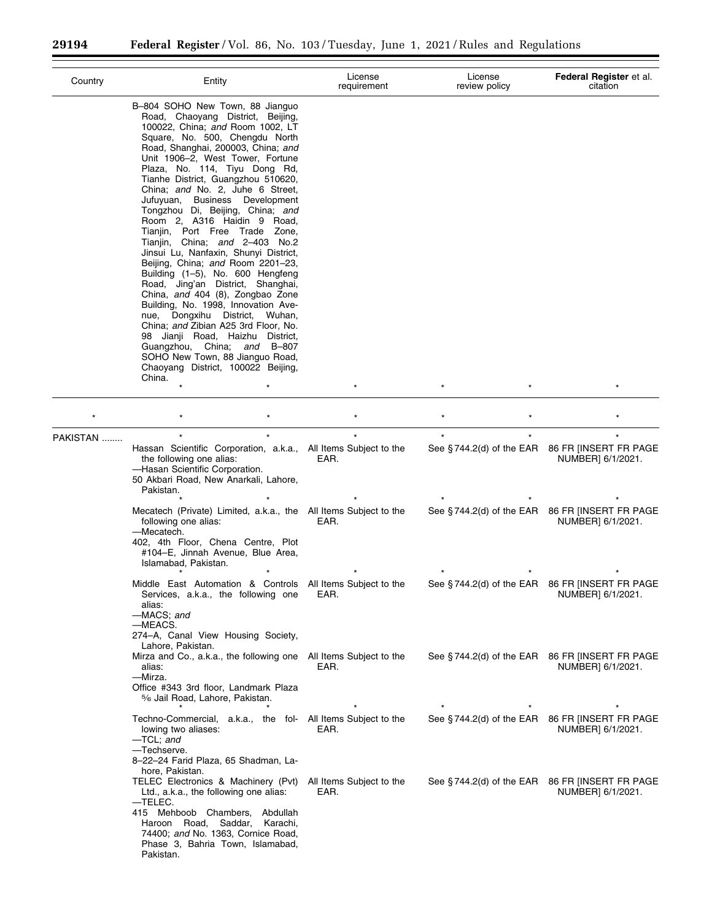| Country | Entity | License requirement | License review policy | Federal Register et al. citation |
| --- | --- | --- | --- | --- |
| | B–804 SOHO New Town, 88 Jianguo Road, Chaoyang District, Beijing, 100022, China; *and* Room 1002, LT Square, No. 500, Chengdu North Road, Shanghai, 200003, China; *and* Unit 1906–2, West Tower, Fortune Plaza, No. 114, Tiyu Dong Rd, Tianhe District, Guangzhou 510620, China; *and* No. 2, Juhe 6 Street, Jufuyuan, Business Development Tongzhou Di, Beijing, China; *and* Room 2, A316 Haidin 9 Road, Tianjin, Port Free Trade Zone, Tianjin, China; *and* 2–403 No.2 Jinsui Lu, Nanfaxin, Shunyi District, Beijing, China; *and* Room 2201–23, Building (1–5), No. 600 Hengfeng Road, Jing'an District, Shanghai, China, *and* 404 (8), Zongbao Zone Building, No. 1998, Innovation Avenue, Dongxihu District, Wuhan, China; *and* Zibian A25 3rd Floor, No. 98 Jianji Road, Haizhu District, Guangzhou, China; *and* B–807 SOHO New Town, 88 Jianguo Road, Chaoyang District, 100022 Beijing, China. | | | |
| | * * | * | * * | * |
| * | * * | * | * * | * |
| PAKISTAN ........ | * * | * | * * | * |
| | Hassan Scientific Corporation, a.k.a., the following one alias: —Hasan Scientific Corporation. 50 Akbari Road, New Anarkali, Lahore, Pakistan. | All Items Subject to the EAR. | See §744.2(d) of the EAR | 86 FR [INSERT FR PAGE NUMBER] 6/1/2021. |
| | * * | * | * * | * |
| | Mecatech (Private) Limited, a.k.a., the following one alias: —Mecatech. 402, 4th Floor, Chena Centre, Plot #104–E, Jinnah Avenue, Blue Area, Islamabad, Pakistan. | All Items Subject to the EAR. | See §744.2(d) of the EAR | 86 FR [INSERT FR PAGE NUMBER] 6/1/2021. |
| | * * | * | * * | * |
| | Middle East Automation & Controls Services, a.k.a., the following one alias: —MACS; *and* —MEACS. 274–A, Canal View Housing Society, Lahore, Pakistan. | All Items Subject to the EAR. | See §744.2(d) of the EAR | 86 FR [INSERT FR PAGE NUMBER] 6/1/2021. |
| | Mirza and Co., a.k.a., the following one alias: —Mirza. Office #343 3rd floor, Landmark Plaza 5⁄6 Jail Road, Lahore, Pakistan. | All Items Subject to the EAR. | See §744.2(d) of the EAR | 86 FR [INSERT FR PAGE NUMBER] 6/1/2021. |
| | * * | * | * * | * |
| | Techno-Commercial, a.k.a., the following two aliases: —TCL; *and* —Techserve. 8–22–24 Farid Plaza, 65 Shadman, Lahore, Pakistan. | All Items Subject to the EAR. | See §744.2(d) of the EAR | 86 FR [INSERT FR PAGE NUMBER] 6/1/2021. |
| | TELEC Electronics & Machinery (Pvt) Ltd., a.k.a., the following one alias: —TELEC. 415 Mehboob Chambers, Abdullah Haroon Road, Saddar, Karachi, 74400; *and* No. 1363, Cornice Road, Phase 3, Bahria Town, Islamabad, Pakistan. | All Items Subject to the EAR. | See §744.2(d) of the EAR | 86 FR [INSERT FR PAGE NUMBER] 6/1/2021. |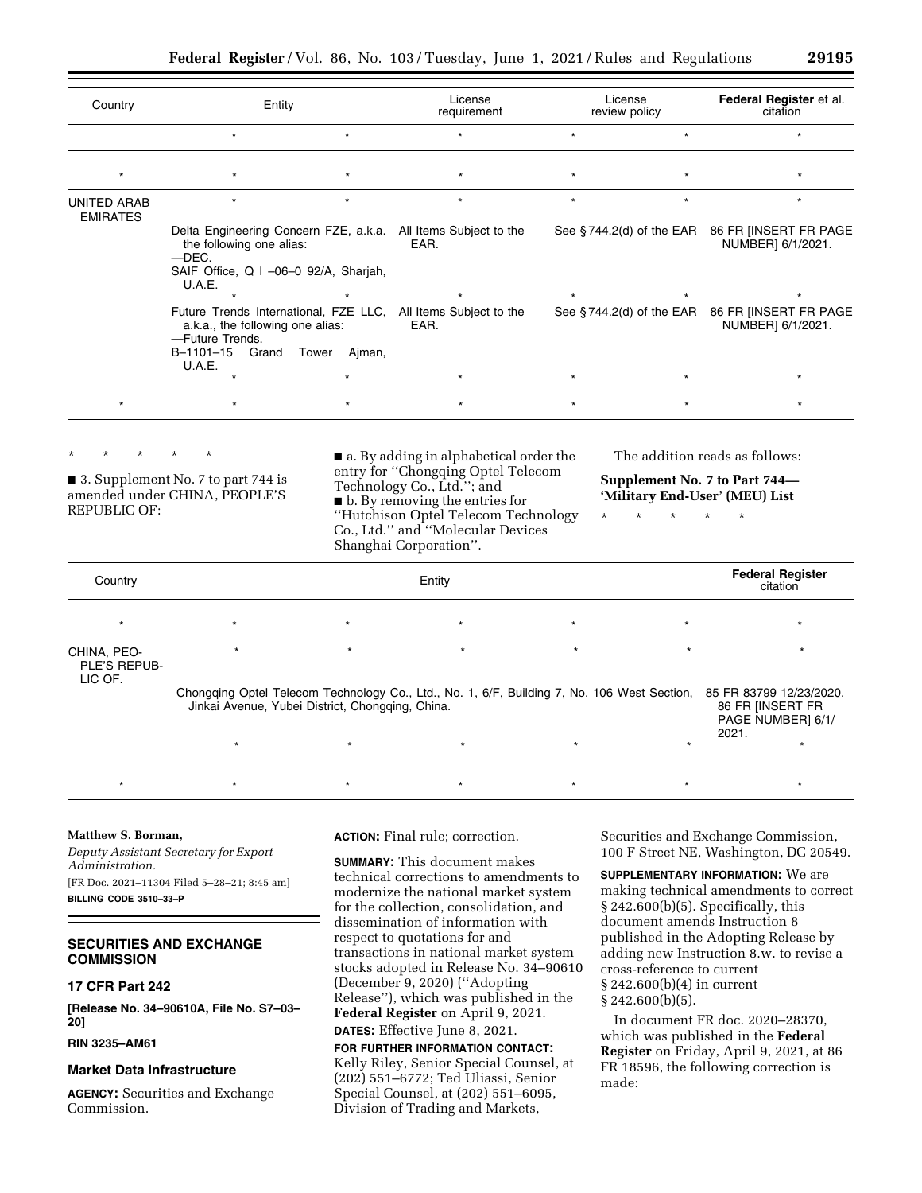| Country | Entity | License requirement | License review policy | Federal Register et al. citation |
|---|---|---|---|---|
| | * * | * | * * | * |
| * | * * | * | * * | * |
| UNITED ARAB EMIRATES | * * | * | * * | * |
| | Delta Engineering Concern FZE, a.k.a. the following one alias: —DEC. SAIF Office, Q I –06–0 92/A, Sharjah, U.A.E. | All Items Subject to the EAR. | See §744.2(d) of the EAR | 86 FR [INSERT FR PAGE NUMBER] 6/1/2021. |
| | * * | * | * * | * |
| | Future Trends International, FZE LLC, a.k.a., the following one alias: —Future Trends. B–1101–15 Grand Tower Ajman, U.A.E. | All Items Subject to the EAR. | See §744.2(d) of the EAR | 86 FR [INSERT FR PAGE NUMBER] 6/1/2021. |
| | * * | * | * * | * |
| * | * * | * | * * | * |

\* \* \* \* \*

■ 3. Supplement No. 7 to part 744 is amended under CHINA, PEOPLE'S REPUBLIC OF:

■ a. By adding in alphabetical order the entry for "Chongqing Optel Telecom Technology Co., Ltd."; and

■ b. By removing the entries for "Hutchison Optel Telecom Technology Co., Ltd." and "Molecular Devices Shanghai Corporation".

The addition reads as follows:

**Supplement No. 7 to Part 744— 'Military End-User' (MEU) List**

\* \* \* \* \*

| Country | Entity | Federal Register citation |
|---|---|---|
| * | * * * * * | * |
| CHINA, PEOPLE'S REPUBLIC OF. | * * * * * | * |
| | Chongqing Optel Telecom Technology Co., Ltd., No. 1, 6/F, Building 7, No. 106 West Section, Jinkai Avenue, Yubei District, Chongqing, China. | 85 FR 83799 12/23/2020. 86 FR [INSERT FR PAGE NUMBER] 6/1/2021. |
| | * * * * * | * |
| * | * * * * * | * |

**Matthew S. Borman,**

*Deputy Assistant Secretary for Export Administration.*

[FR Doc. 2021–11304 Filed 5–28–21; 8:45 am]

**BILLING CODE 3510–33–P**

## SECURITIES AND EXCHANGE COMMISSION

### 17 CFR Part 242

**[Release No. 34–90610A, File No. S7–03–20]**

**RIN 3235–AM61**

### Market Data Infrastructure

**AGENCY:** Securities and Exchange Commission.

**ACTION:** Final rule; correction.

**SUMMARY:** This document makes technical corrections to amendments to modernize the national market system for the collection, consolidation, and dissemination of information with respect to quotations for and transactions in national market system stocks adopted in Release No. 34–90610 (December 9, 2020) ("Adopting Release"), which was published in the **Federal Register** on April 9, 2021.

**DATES:** Effective June 8, 2021.

**FOR FURTHER INFORMATION CONTACT:** Kelly Riley, Senior Special Counsel, at (202) 551–6772; Ted Uliassi, Senior Special Counsel, at (202) 551–6095, Division of Trading and Markets, Securities and Exchange Commission, 100 F Street NE, Washington, DC 20549.

**SUPPLEMENTARY INFORMATION:** We are making technical amendments to correct § 242.600(b)(5). Specifically, this document amends Instruction 8 published in the Adopting Release by adding new Instruction 8.w. to revise a cross-reference to current § 242.600(b)(4) in current § 242.600(b)(5).

In document FR doc. 2020–28370, which was published in the **Federal Register** on Friday, April 9, 2021, at 86 FR 18596, the following correction is made: